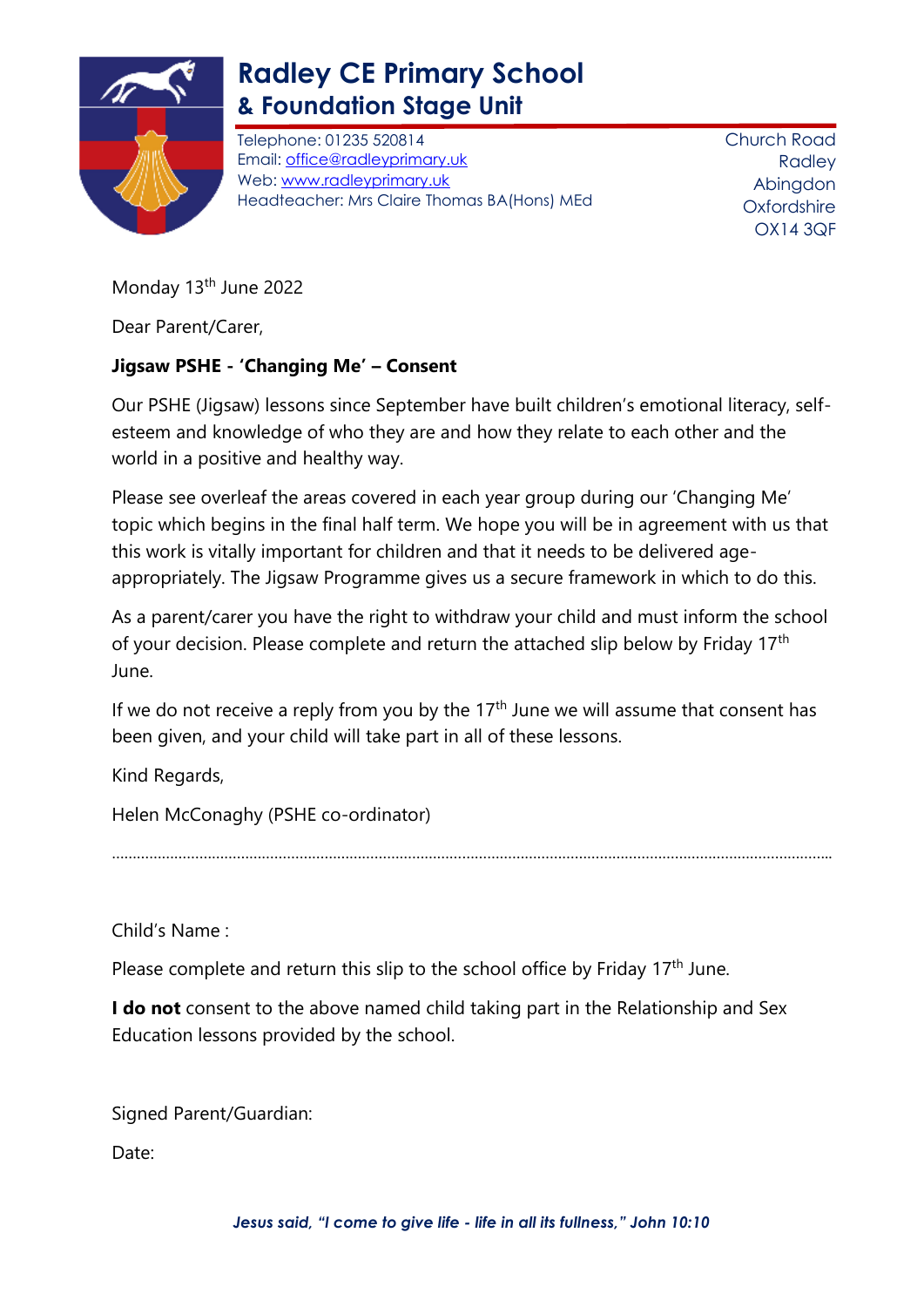# Radley CE Primary School
## & Foundation Stage Unit

Telephone: 01235 520814
Email: office@radleyprimary.uk
Web: www.radleyprimary.uk
Headteacher: Mrs Claire Thomas BA(Hons) MEd

Church Road
Radley
Abingdon
Oxfordshire
OX14 3QF

Monday 13th June 2022

Dear Parent/Carer,

**Jigsaw PSHE - 'Changing Me' – Consent**

Our PSHE (Jigsaw) lessons since September have built children's emotional literacy, self-esteem and knowledge of who they are and how they relate to each other and the world in a positive and healthy way.

Please see overleaf the areas covered in each year group during our 'Changing Me' topic which begins in the final half term. We hope you will be in agreement with us that this work is vitally important for children and that it needs to be delivered age-appropriately. The Jigsaw Programme gives us a secure framework in which to do this.

As a parent/carer you have the right to withdraw your child and must inform the school of your decision. Please complete and return the attached slip below by Friday 17th June.

If we do not receive a reply from you by the 17th June we will assume that consent has been given, and your child will take part in all of these lessons.

Kind Regards,

Helen McConaghy (PSHE co-ordinator)

.......................................................................................................................................................

Child's Name :

Please complete and return this slip to the school office by Friday 17th June.

**I do not** consent to the above named child taking part in the Relationship and Sex Education lessons provided by the school.

Signed Parent/Guardian:

Date:

*Jesus said, "I come to give life - life in all its fullness," John 10:10*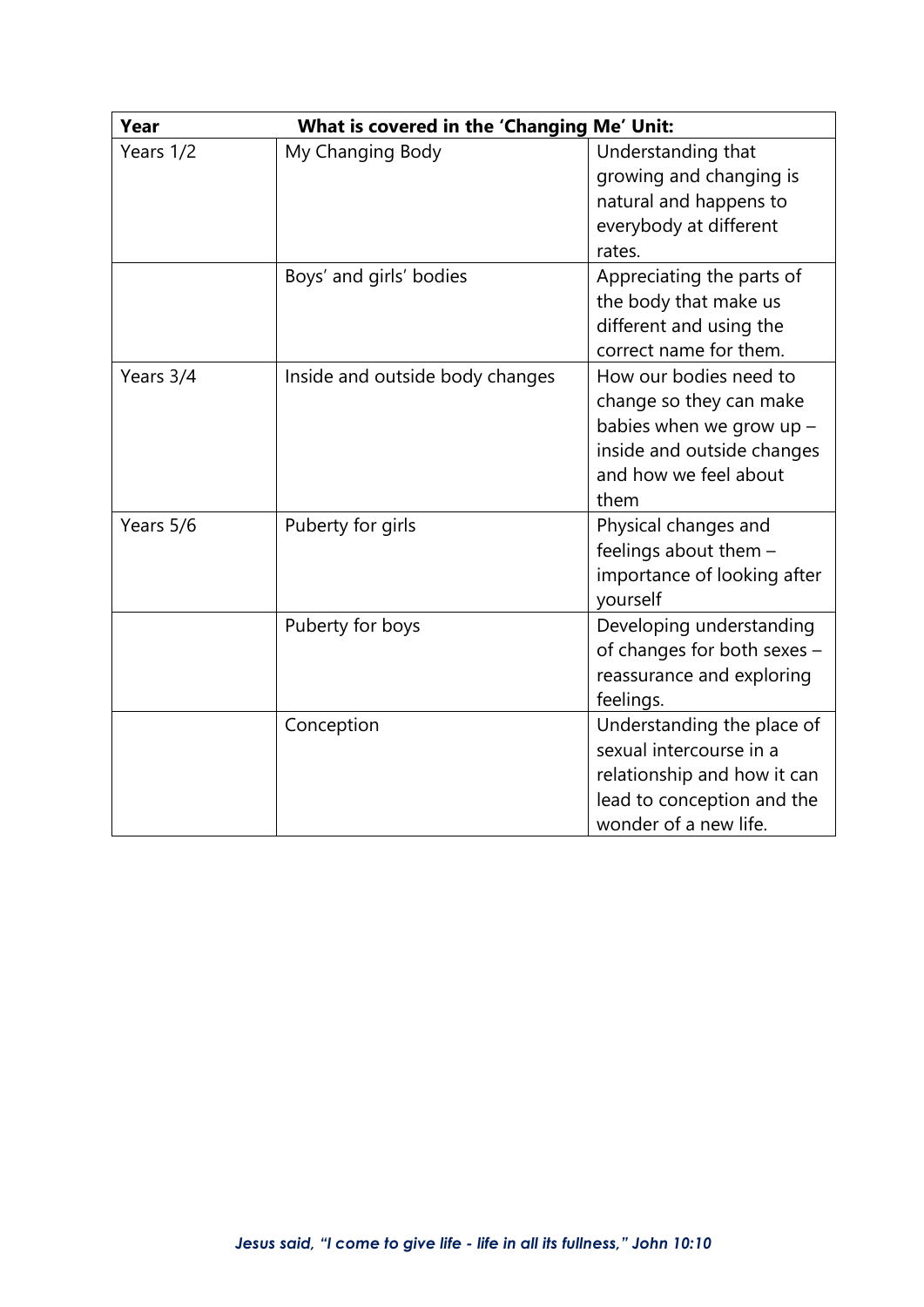| Year | What is covered in the 'Changing Me' Unit: | |
|---|---|---|
| Years 1/2 | My Changing Body | Understanding that growing and changing is natural and happens to everybody at different rates. |
| | Boys' and girls' bodies | Appreciating the parts of the body that make us different and using the correct name for them. |
| Years 3/4 | Inside and outside body changes | How our bodies need to change so they can make babies when we grow up – inside and outside changes and how we feel about them |
| Years 5/6 | Puberty for girls | Physical changes and feelings about them – importance of looking after yourself |
| | Puberty for boys | Developing understanding of changes for both sexes – reassurance and exploring feelings. |
| | Conception | Understanding the place of sexual intercourse in a relationship and how it can lead to conception and the wonder of a new life. |